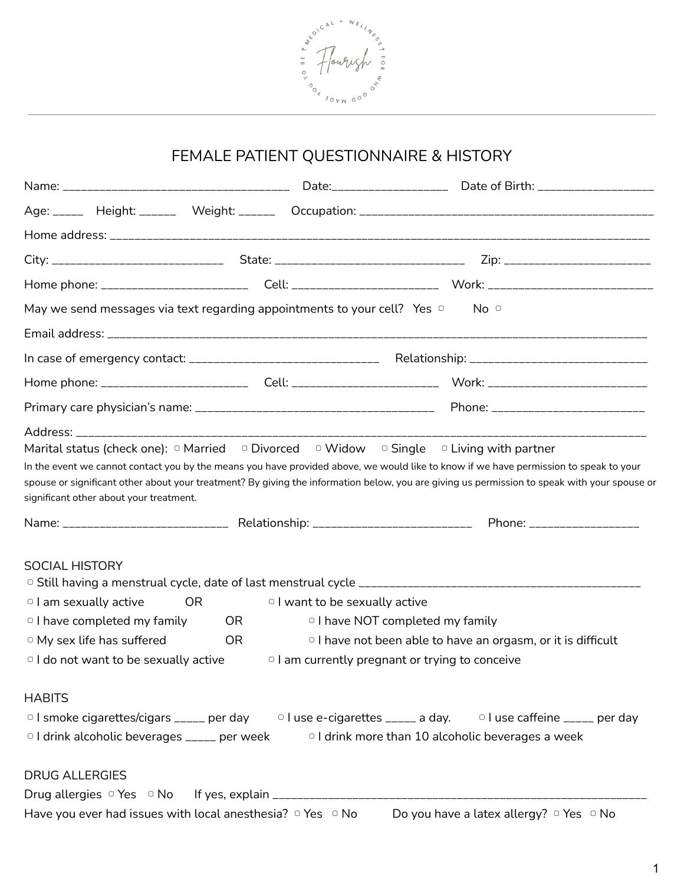# FEMALE PATIENT QUESTIONNAIRE & HISTORY

Name: ___________________________________ Date:_________________ Date of Birth: __________________

Age: _____ Height: ______ Weight: ______ Occupation: _____________________________________________

Home address: ________________________________________________________________________________

City: ___________________________ State: _____________________________ Zip: ______________________

Home phone: ______________________ Cell: ______________________ Work: _________________________

May we send messages via text regarding appointments to your cell? Yes ▢ No ▢

Email address: _______________________________________________________________________________

In case of emergency contact: _____________________________ Relationship: ____________________________

Home phone: ______________________ Cell: ______________________ Work: _________________________

Primary care physician's name: ____________________________________ Phone: _______________________

Address: _____________________________________________________________________________________

Marital status (check one): ▢ Married ▢ Divorced ▢ Widow ▢ Single ▢ Living with partner

In the event we cannot contact you by the means you have provided above, we would like to know if we have permission to speak to your spouse or significant other about your treatment? By giving the information below, you are giving us permission to speak with your spouse or significant other about your treatment.

Name: __________________________ Relationship: ________________________ Phone: ________________

## SOCIAL HISTORY

▢ Still having a menstrual cycle, date of last menstrual cycle ____________________________________________

▢ I am sexually active OR ▢ I want to be sexually active

▢ I have completed my family OR ▢ I have NOT completed my family

▢ My sex life has suffered OR ▢ I have not been able to have an orgasm, or it is difficult

▢ I do not want to be sexually active ▢ I am currently pregnant or trying to conceive

## HABITS

▢ I smoke cigarettes/cigars _____ per day ▢ I use e-cigarettes _____ a day. ▢ I use caffeine _____ per day

▢ I drink alcoholic beverages _____ per week ▢ I drink more than 10 alcoholic beverages a week

## DRUG ALLERGIES

Drug allergies ▢ Yes ▢ No If yes, explain ___________________________________________________________

Have you ever had issues with local anesthesia? ▢ Yes ▢ No Do you have a latex allergy? ▢ Yes ▢ No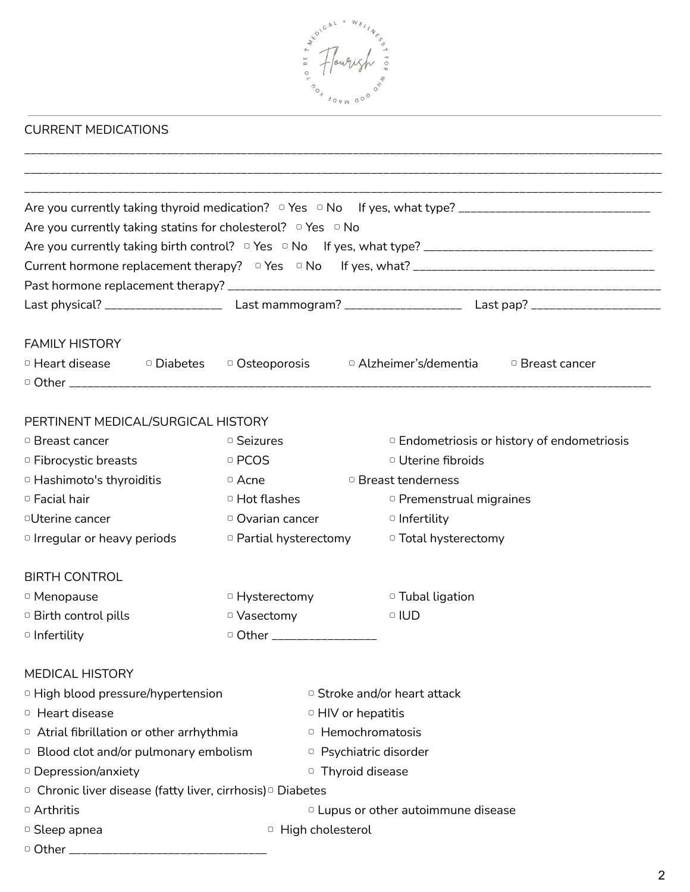## CURRENT MEDICATIONS

_______________________________________________________________________________________________

_______________________________________________________________________________________________

_______________________________________________________________________________________________

Are you currently taking thyroid medication? ▢ Yes ▢ No If yes, what type? ______________________________

Are you currently taking statins for cholesterol? ▢ Yes ▢ No

Are you currently taking birth control? ▢ Yes ▢ No If yes, what type? ___________________________________

Current hormone replacement therapy? ▢ Yes ▢ No If yes, what? _____________________________________

Past hormone replacement therapy? ______________________________________________________________________

Last physical? __________________ Last mammogram? __________________ Last pap? ____________________

## FAMILY HISTORY

▢ Heart disease ▢ Diabetes ▢ Osteoporosis ▢ Alzheimer's/dementia ▢ Breast cancer

▢ Other ____________________________________________________________________________________________

## PERTINENT MEDICAL/SURGICAL HISTORY

| | | |
|---|---|---|
| ▢ Breast cancer | ▢ Seizures | ▢ Endometriosis or history of endometriosis |
| ▢ Fibrocystic breasts | ▢ PCOS | ▢ Uterine fibroids |
| ▢ Hashimoto's thyroiditis | ▢ Acne | ▢ Breast tenderness |
| ▢ Facial hair | ▢ Hot flashes | ▢ Premenstrual migraines |
| ▢Uterine cancer | ▢ Ovarian cancer | ▢ Infertility |
| ▢ Irregular or heavy periods | ▢ Partial hysterectomy | ▢ Total hysterectomy |

## BIRTH CONTROL

| | | |
|---|---|---|
| ▢ Menopause | ▢ Hysterectomy | ▢ Tubal ligation |
| ▢ Birth control pills | ▢ Vasectomy | ▢ IUD |
| ▢ Infertility | ▢ Other ________________ | |

## MEDICAL HISTORY

| | |
|---|---|
| ▢ High blood pressure/hypertension | ▢ Stroke and/or heart attack |
| ▢ Heart disease | ▢ HIV or hepatitis |
| ▢ Atrial fibrillation or other arrhythmia | ▢ Hemochromatosis |
| ▢ Blood clot and/or pulmonary embolism | ▢ Psychiatric disorder |
| ▢ Depression/anxiety | ▢ Thyroid disease |
| ▢ Chronic liver disease (fatty liver, cirrhosis) | ▢ Diabetes |
| ▢ Arthritis | ▢ Lupus or other autoimmune disease |
| ▢ Sleep apnea | ▢ High cholesterol |
| ▢ Other ______________________________ | |